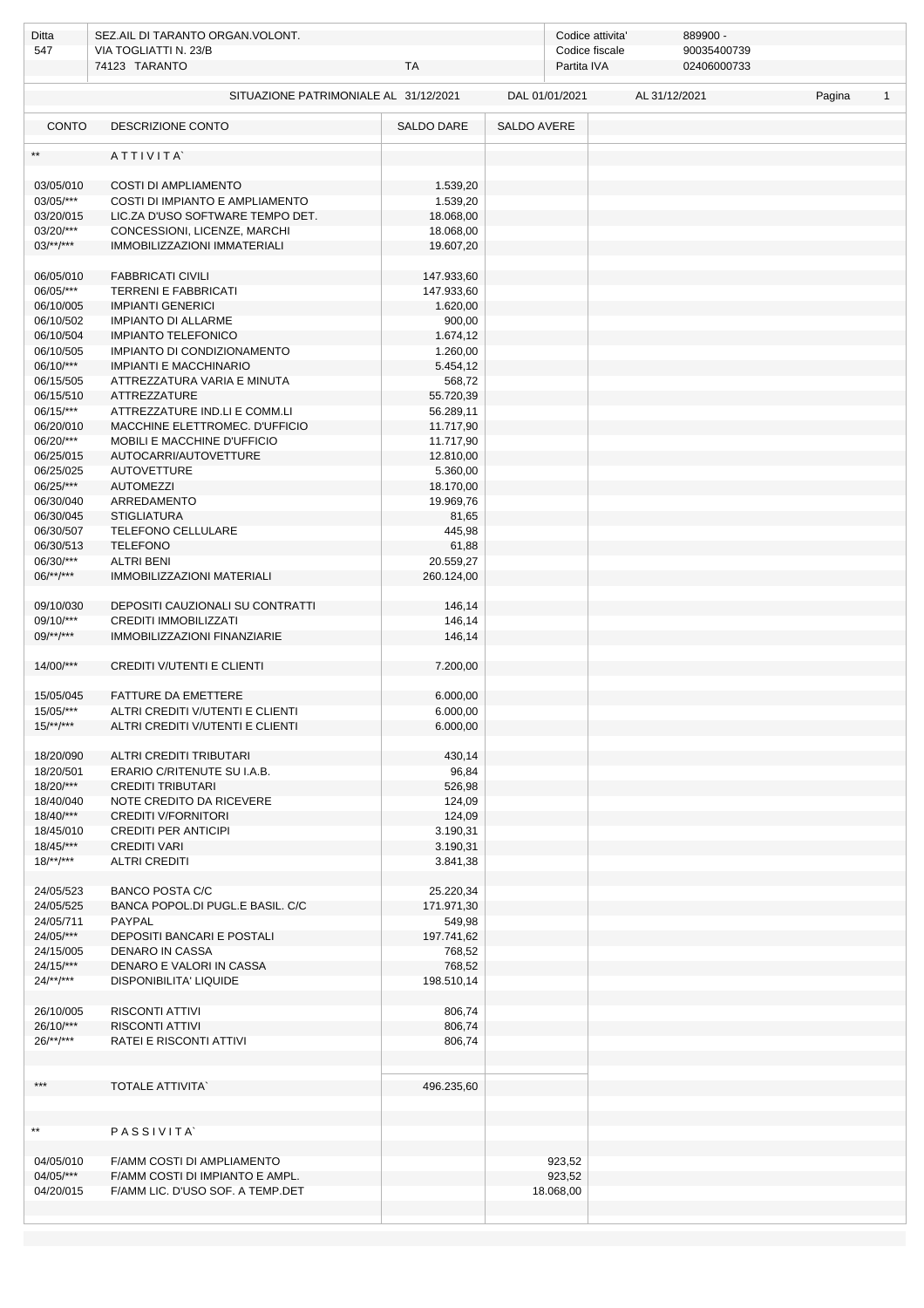| Ditta | SEZ.AIL DI TARANTO ORGAN.VOLONT. | | Codice attivita' | 889900 - |
|---|---|---|---|---|
| 547 | VIA TOGLIATTI N. 23/B | | Codice fiscale | 90035400739 |
| | 74123 TARANTO | TA | Partita IVA | 02406000733 |

SITUAZIONE PATRIMONIALE AL 31/12/2021 DAL 01/01/2021 AL 31/12/2021

| CONTO | DESCRIZIONE CONTO | SALDO DARE | SALDO AVERE |
|---|---|---|---|
| ** | A T T I V I T A` | | |
| 03/05/010 | COSTI DI AMPLIAMENTO | 1.539,20 | |
| 03/05/*** | COSTI DI IMPIANTO E AMPLIAMENTO | 1.539,20 | |
| 03/20/015 | LIC.ZA D'USO SOFTWARE TEMPO DET. | 18.068,00 | |
| 03/20/*** | CONCESSIONI, LICENZE, MARCHI | 18.068,00 | |
| 03/**/*** | IMMOBILIZZAZIONI IMMATERIALI | 19.607,20 | |
| 06/05/010 | FABBRICATI CIVILI | 147.933,60 | |
| 06/05/*** | TERRENI E FABBRICATI | 147.933,60 | |
| 06/10/005 | IMPIANTI GENERICI | 1.620,00 | |
| 06/10/502 | IMPIANTO DI ALLARME | 900,00 | |
| 06/10/504 | IMPIANTO TELEFONICO | 1.674,12 | |
| 06/10/505 | IMPIANTO DI CONDIZIONAMENTO | 1.260,00 | |
| 06/10/*** | IMPIANTI E MACCHINARIO | 5.454,12 | |
| 06/15/505 | ATTREZZATURA VARIA E MINUTA | 568,72 | |
| 06/15/510 | ATTREZZATURE | 55.720,39 | |
| 06/15/*** | ATTREZZATURE IND.LI E COMM.LI | 56.289,11 | |
| 06/20/010 | MACCHINE ELETTROMEC. D'UFFICIO | 11.717,90 | |
| 06/20/*** | MOBILI E MACCHINE D'UFFICIO | 11.717,90 | |
| 06/25/015 | AUTOCARRI/AUTOVETTURE | 12.810,00 | |
| 06/25/025 | AUTOVETTURE | 5.360,00 | |
| 06/25/*** | AUTOMEZZI | 18.170,00 | |
| 06/30/040 | ARREDAMENTO | 19.969,76 | |
| 06/30/045 | STIGLIATURA | 81,65 | |
| 06/30/507 | TELEFONO CELLULARE | 445,98 | |
| 06/30/513 | TELEFONO | 61,88 | |
| 06/30/*** | ALTRI BENI | 20.559,27 | |
| 06/**/*** | IMMOBILIZZAZIONI MATERIALI | 260.124,00 | |
| 09/10/030 | DEPOSITI CAUZIONALI SU CONTRATTI | 146,14 | |
| 09/10/*** | CREDITI IMMOBILIZZATI | 146,14 | |
| 09/**/*** | IMMOBILIZZAZIONI FINANZIARIE | 146,14 | |
| 14/00/*** | CREDITI V/UTENTI E CLIENTI | 7.200,00 | |
| 15/05/045 | FATTURE DA EMETTERE | 6.000,00 | |
| 15/05/*** | ALTRI CREDITI V/UTENTI E CLIENTI | 6.000,00 | |
| 15/**/*** | ALTRI CREDITI V/UTENTI E CLIENTI | 6.000,00 | |
| 18/20/090 | ALTRI CREDITI TRIBUTARI | 430,14 | |
| 18/20/501 | ERARIO C/RITENUTE SU I.A.B. | 96,84 | |
| 18/20/*** | CREDITI TRIBUTARI | 526,98 | |
| 18/40/040 | NOTE CREDITO DA RICEVERE | 124,09 | |
| 18/40/*** | CREDITI V/FORNITORI | 124,09 | |
| 18/45/010 | CREDITI PER ANTICIPI | 3.190,31 | |
| 18/45/*** | CREDITI VARI | 3.190,31 | |
| 18/**/*** | ALTRI CREDITI | 3.841,38 | |
| 24/05/523 | BANCO POSTA C/C | 25.220,34 | |
| 24/05/525 | BANCA POPOL.DI PUGL.E BASIL. C/C | 171.971,30 | |
| 24/05/711 | PAYPAL | 549,98 | |
| 24/05/*** | DEPOSITI BANCARI E POSTALI | 197.741,62 | |
| 24/15/005 | DENARO IN CASSA | 768,52 | |
| 24/15/*** | DENARO E VALORI IN CASSA | 768,52 | |
| 24/**/*** | DISPONIBILITA' LIQUIDE | 198.510,14 | |
| 26/10/005 | RISCONTI ATTIVI | 806,74 | |
| 26/10/*** | RISCONTI ATTIVI | 806,74 | |
| 26/**/*** | RATEI E RISCONTI ATTIVI | 806,74 | |
| *** | TOTALE ATTIVITA` | 496.235,60 | |
| ** | P A S S I V I T A` | | |
| 04/05/010 | F/AMM COSTI DI AMPLIAMENTO | | 923,52 |
| 04/05/*** | F/AMM COSTI DI IMPIANTO E AMPL. | | 923,52 |
| 04/20/015 | F/AMM LIC. D'USO SOF. A TEMP.DET | | 18.068,00 |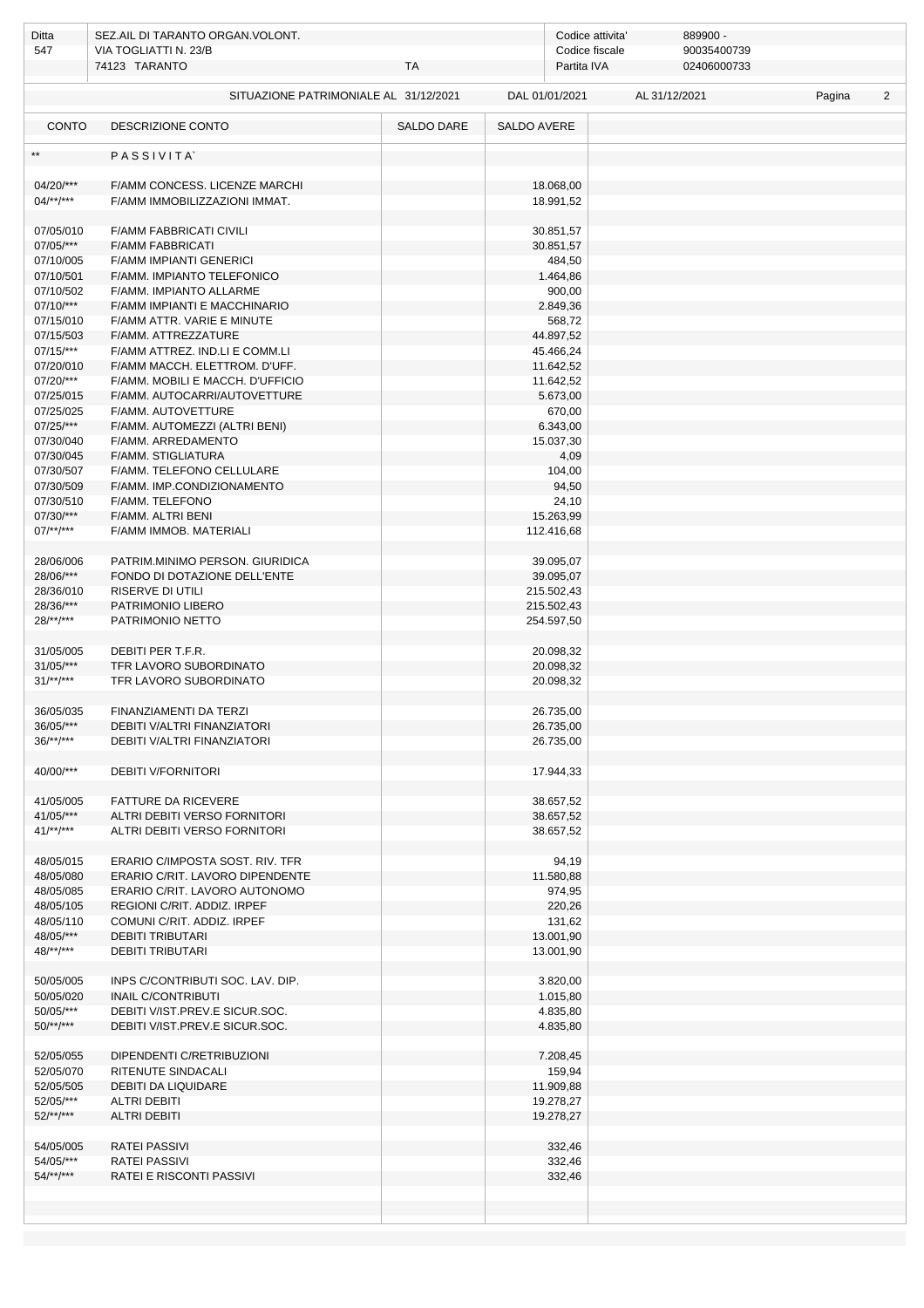| Ditta | SEZ.AIL DI TARANTO ORGAN.VOLONT. | | Codice attivita' | 889900 - |
|---|---|---|---|---|
| 547 | VIA TOGLIATTI N. 23/B | | Codice fiscale | 90035400739 |
| | 74123 TARANTO | TA | Partita IVA | 02406000733 |

SITUAZIONE PATRIMONIALE AL 31/12/2021 DAL 01/01/2021 AL 31/12/2021

| CONTO | DESCRIZIONE CONTO | SALDO DARE | SALDO AVERE |
|---|---|---|---|
| ** | P A S S I V I T A` | | |
| 04/20/*** | F/AMM CONCESS. LICENZE MARCHI | | 18.068,00 |
| 04/**/*** | F/AMM IMMOBILIZZAZIONI IMMAT. | | 18.991,52 |
| 07/05/010 | F/AMM FABBRICATI CIVILI | | 30.851,57 |
| 07/05/*** | F/AMM FABBRICATI | | 30.851,57 |
| 07/10/005 | F/AMM IMPIANTI GENERICI | | 484,50 |
| 07/10/501 | F/AMM. IMPIANTO TELEFONICO | | 1.464,86 |
| 07/10/502 | F/AMM. IMPIANTO ALLARME | | 900,00 |
| 07/10/*** | F/AMM IMPIANTI E MACCHINARIO | | 2.849,36 |
| 07/15/010 | F/AMM ATTR. VARIE E MINUTE | | 568,72 |
| 07/15/503 | F/AMM. ATTREZZATURE | | 44.897,52 |
| 07/15/*** | F/AMM ATTREZ. IND.LI E COMM.LI | | 45.466,24 |
| 07/20/010 | F/AMM MACCH. ELETTROM. D'UFF. | | 11.642,52 |
| 07/20/*** | F/AMM. MOBILI E MACCH. D'UFFICIO | | 11.642,52 |
| 07/25/015 | F/AMM. AUTOCARRI/AUTOVETTURE | | 5.673,00 |
| 07/25/025 | F/AMM. AUTOVETTURE | | 670,00 |
| 07/25/*** | F/AMM. AUTOMEZZI (ALTRI BENI) | | 6.343,00 |
| 07/30/040 | F/AMM. ARREDAMENTO | | 15.037,30 |
| 07/30/045 | F/AMM. STIGLIATURA | | 4,09 |
| 07/30/507 | F/AMM. TELEFONO CELLULARE | | 104,00 |
| 07/30/509 | F/AMM. IMP.CONDIZIONAMENTO | | 94,50 |
| 07/30/510 | F/AMM. TELEFONO | | 24,10 |
| 07/30/*** | F/AMM. ALTRI BENI | | 15.263,99 |
| 07/**/*** | F/AMM IMMOB. MATERIALI | | 112.416,68 |
| 28/06/006 | PATRIM.MINIMO PERSON. GIURIDICA | | 39.095,07 |
| 28/06/*** | FONDO DI DOTAZIONE DELL'ENTE | | 39.095,07 |
| 28/36/010 | RISERVE DI UTILI | | 215.502,43 |
| 28/36/*** | PATRIMONIO LIBERO | | 215.502,43 |
| 28/**/*** | PATRIMONIO NETTO | | 254.597,50 |
| 31/05/005 | DEBITI PER T.F.R. | | 20.098,32 |
| 31/05/*** | TFR LAVORO SUBORDINATO | | 20.098,32 |
| 31/**/*** | TFR LAVORO SUBORDINATO | | 20.098,32 |
| 36/05/035 | FINANZIAMENTI DA TERZI | | 26.735,00 |
| 36/05/*** | DEBITI V/ALTRI FINANZIATORI | | 26.735,00 |
| 36/**/*** | DEBITI V/ALTRI FINANZIATORI | | 26.735,00 |
| 40/00/*** | DEBITI V/FORNITORI | | 17.944,33 |
| 41/05/005 | FATTURE DA RICEVERE | | 38.657,52 |
| 41/05/*** | ALTRI DEBITI VERSO FORNITORI | | 38.657,52 |
| 41/**/*** | ALTRI DEBITI VERSO FORNITORI | | 38.657,52 |
| 48/05/015 | ERARIO C/IMPOSTA SOST. RIV. TFR | | 94,19 |
| 48/05/080 | ERARIO C/RIT. LAVORO DIPENDENTE | | 11.580,88 |
| 48/05/085 | ERARIO C/RIT. LAVORO AUTONOMO | | 974,95 |
| 48/05/105 | REGIONI C/RIT. ADDIZ. IRPEF | | 220,26 |
| 48/05/110 | COMUNI C/RIT. ADDIZ. IRPEF | | 131,62 |
| 48/05/*** | DEBITI TRIBUTARI | | 13.001,90 |
| 48/**/*** | DEBITI TRIBUTARI | | 13.001,90 |
| 50/05/005 | INPS C/CONTRIBUTI SOC. LAV. DIP. | | 3.820,00 |
| 50/05/020 | INAIL C/CONTRIBUTI | | 1.015,80 |
| 50/05/*** | DEBITI V/IST.PREV.E SICUR.SOC. | | 4.835,80 |
| 50/**/*** | DEBITI V/IST.PREV.E SICUR.SOC. | | 4.835,80 |
| 52/05/055 | DIPENDENTI C/RETRIBUZIONI | | 7.208,45 |
| 52/05/070 | RITENUTE SINDACALI | | 159,94 |
| 52/05/505 | DEBITI DA LIQUIDARE | | 11.909,88 |
| 52/05/*** | ALTRI DEBITI | | 19.278,27 |
| 52/**/*** | ALTRI DEBITI | | 19.278,27 |
| 54/05/005 | RATEI PASSIVI | | 332,46 |
| 54/05/*** | RATEI PASSIVI | | 332,46 |
| 54/**/*** | RATEI E RISCONTI PASSIVI | | 332,46 |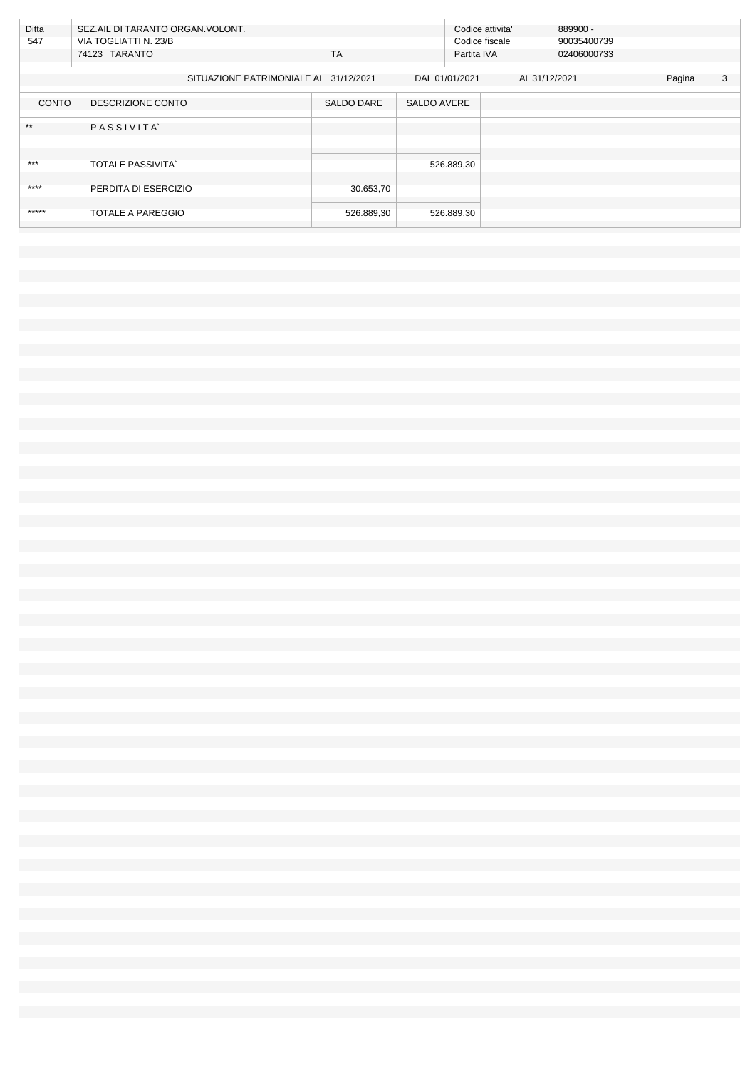| Ditta | SEZ.AIL DI TARANTO ORGAN.VOLONT. | | Codice attivita' | 889900 - |
|---|---|---|---|---|
| 547 | VIA TOGLIATTI N. 23/B | | Codice fiscale | 90035400739 |
| | 74123 TARANTO | TA | Partita IVA | 02406000733 |

SITUAZIONE PATRIMONIALE AL 31/12/2021 DAL 01/01/2021 AL 31/12/2021

| CONTO | DESCRIZIONE CONTO | SALDO DARE | SALDO AVERE |
|---|---|---|---|
| ** | P A S S I V I T A` | | |
| *** | TOTALE PASSIVITA` | | 526.889,30 |
| **** | PERDITA DI ESERCIZIO | 30.653,70 | |
| ***** | TOTALE A PAREGGIO | 526.889,30 | 526.889,30 |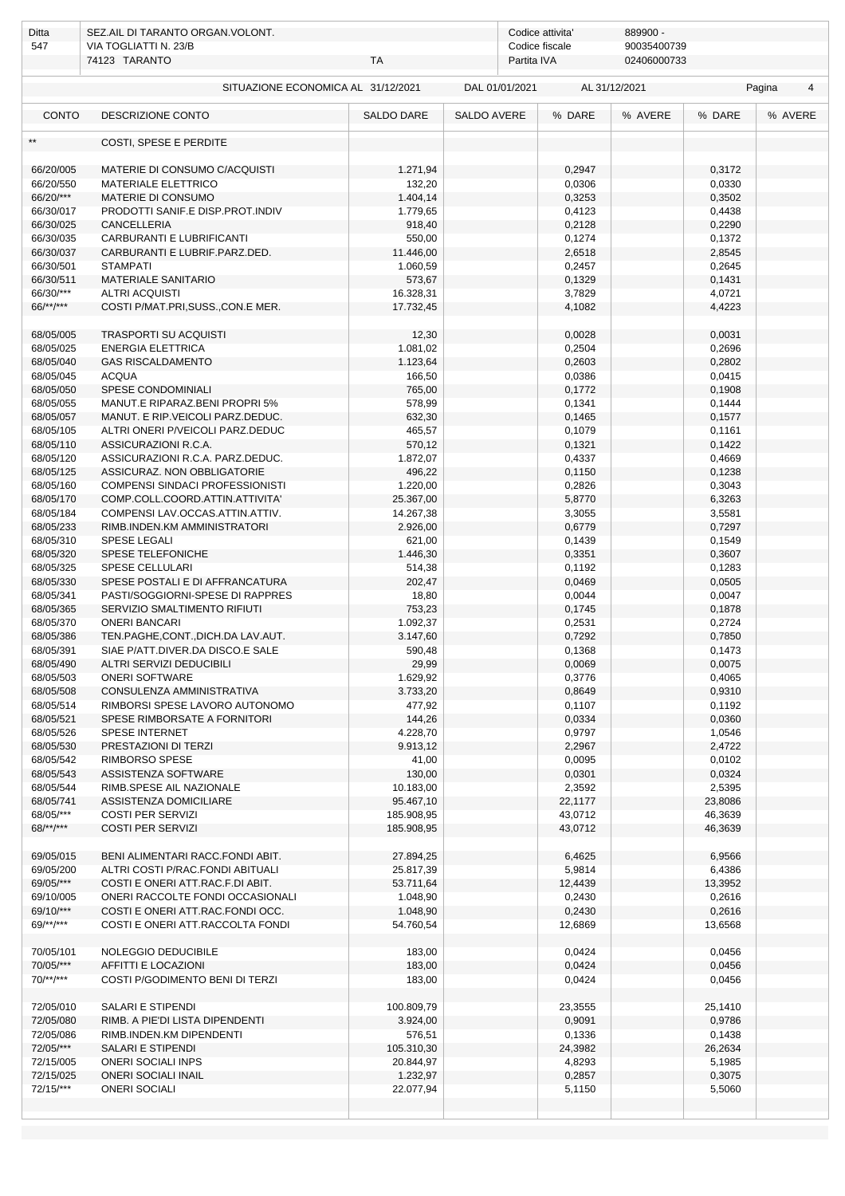| Ditta | SEZ.AIL DI TARANTO ORGAN.VOLONT. | | Codice attivita' | 889900 - |
|---|---|---|---|---|
| 547 | VIA TOGLIATTI N. 23/B | | Codice fiscale | 90035400739 |
| | 74123 TARANTO | TA | Partita IVA | 02406000733 |

SITUAZIONE ECONOMICA AL 31/12/2021 DAL 01/01/2021 AL 31/12/2021

| CONTO | DESCRIZIONE CONTO | SALDO DARE | SALDO AVERE | % DARE | % AVERE | % DARE | % AVERE |
|---|---|---|---|---|---|---|---|
| ** | COSTI, SPESE E PERDITE | | | | | | |
| 66/20/005 | MATERIE DI CONSUMO C/ACQUISTI | 1.271,94 | | 0,2947 | | 0,3172 | |
| 66/20/550 | MATERIALE ELETTRICO | 132,20 | | 0,0306 | | 0,0330 | |
| 66/20/*** | MATERIE DI CONSUMO | 1.404,14 | | 0,3253 | | 0,3502 | |
| 66/30/017 | PRODOTTI SANIF.E DISP.PROT.INDIV | 1.779,65 | | 0,4123 | | 0,4438 | |
| 66/30/025 | CANCELLERIA | 918,40 | | 0,2128 | | 0,2290 | |
| 66/30/035 | CARBURANTI E LUBRIFICANTI | 550,00 | | 0,1274 | | 0,1372 | |
| 66/30/037 | CARBURANTI E LUBRIF.PARZ.DED. | 11.446,00 | | 2,6518 | | 2,8545 | |
| 66/30/501 | STAMPATI | 1.060,59 | | 0,2457 | | 0,2645 | |
| 66/30/511 | MATERIALE SANITARIO | 573,67 | | 0,1329 | | 0,1431 | |
| 66/30/*** | ALTRI ACQUISTI | 16.328,31 | | 3,7829 | | 4,0721 | |
| 66/**/*** | COSTI P/MAT.PRI,SUSS.,CON.E MER. | 17.732,45 | | 4,1082 | | 4,4223 | |
| 68/05/005 | TRASPORTI SU ACQUISTI | 12,30 | | 0,0028 | | 0,0031 | |
| 68/05/025 | ENERGIA ELETTRICA | 1.081,02 | | 0,2504 | | 0,2696 | |
| 68/05/040 | GAS RISCALDAMENTO | 1.123,64 | | 0,2603 | | 0,2802 | |
| 68/05/045 | ACQUA | 166,50 | | 0,0386 | | 0,0415 | |
| 68/05/050 | SPESE CONDOMINIALI | 765,00 | | 0,1772 | | 0,1908 | |
| 68/05/055 | MANUT.E RIPARAZ.BENI PROPRI 5% | 578,99 | | 0,1341 | | 0,1444 | |
| 68/05/057 | MANUT. E RIP.VEICOLI PARZ.DEDUC. | 632,30 | | 0,1465 | | 0,1577 | |
| 68/05/105 | ALTRI ONERI P/VEICOLI PARZ.DEDUC | 465,57 | | 0,1079 | | 0,1161 | |
| 68/05/110 | ASSICURAZIONI R.C.A. | 570,12 | | 0,1321 | | 0,1422 | |
| 68/05/120 | ASSICURAZIONI R.C.A. PARZ.DEDUC. | 1.872,07 | | 0,4337 | | 0,4669 | |
| 68/05/125 | ASSICURAZ. NON OBBLIGATORIE | 496,22 | | 0,1150 | | 0,1238 | |
| 68/05/160 | COMPENSI SINDACI PROFESSIONISTI | 1.220,00 | | 0,2826 | | 0,3043 | |
| 68/05/170 | COMP.COLL.COORD.ATTIN.ATTIVITA' | 25.367,00 | | 5,8770 | | 6,3263 | |
| 68/05/184 | COMPENSI LAV.OCCAS.ATTIN.ATTIV. | 14.267,38 | | 3,3055 | | 3,5581 | |
| 68/05/233 | RIMB.INDEN.KM AMMINISTRATORI | 2.926,00 | | 0,6779 | | 0,7297 | |
| 68/05/310 | SPESE LEGALI | 621,00 | | 0,1439 | | 0,1549 | |
| 68/05/320 | SPESE TELEFONICHE | 1.446,30 | | 0,3351 | | 0,3607 | |
| 68/05/325 | SPESE CELLULARI | 514,38 | | 0,1192 | | 0,1283 | |
| 68/05/330 | SPESE POSTALI E DI AFFRANCATURA | 202,47 | | 0,0469 | | 0,0505 | |
| 68/05/341 | PASTI/SOGGIORNI-SPESE DI RAPPRES | 18,80 | | 0,0044 | | 0,0047 | |
| 68/05/365 | SERVIZIO SMALTIMENTO RIFIUTI | 753,23 | | 0,1745 | | 0,1878 | |
| 68/05/370 | ONERI BANCARI | 1.092,37 | | 0,2531 | | 0,2724 | |
| 68/05/386 | TEN.PAGHE,CONT.,DICH.DA LAV.AUT. | 3.147,60 | | 0,7292 | | 0,7850 | |
| 68/05/391 | SIAE P/ATT.DIVER.DA DISCO.E SALE | 590,48 | | 0,1368 | | 0,1473 | |
| 68/05/490 | ALTRI SERVIZI DEDUCIBILI | 29,99 | | 0,0069 | | 0,0075 | |
| 68/05/503 | ONERI SOFTWARE | 1.629,92 | | 0,3776 | | 0,4065 | |
| 68/05/508 | CONSULENZA AMMINISTRATIVA | 3.733,20 | | 0,8649 | | 0,9310 | |
| 68/05/514 | RIMBORSI SPESE LAVORO AUTONOMO | 477,92 | | 0,1107 | | 0,1192 | |
| 68/05/521 | SPESE RIMBORSATE A FORNITORI | 144,26 | | 0,0334 | | 0,0360 | |
| 68/05/526 | SPESE INTERNET | 4.228,70 | | 0,9797 | | 1,0546 | |
| 68/05/530 | PRESTAZIONI DI TERZI | 9.913,12 | | 2,2967 | | 2,4722 | |
| 68/05/542 | RIMBORSO SPESE | 41,00 | | 0,0095 | | 0,0102 | |
| 68/05/543 | ASSISTENZA SOFTWARE | 130,00 | | 0,0301 | | 0,0324 | |
| 68/05/544 | RIMB.SPESE AIL NAZIONALE | 10.183,00 | | 2,3592 | | 2,5395 | |
| 68/05/741 | ASSISTENZA DOMICILIARE | 95.467,10 | | 22,1177 | | 23,8086 | |
| 68/05/*** | COSTI PER SERVIZI | 185.908,95 | | 43,0712 | | 46,3639 | |
| 68/**/*** | COSTI PER SERVIZI | 185.908,95 | | 43,0712 | | 46,3639 | |
| 69/05/015 | BENI ALIMENTARI RACC.FONDI ABIT. | 27.894,25 | | 6,4625 | | 6,9566 | |
| 69/05/200 | ALTRI COSTI P/RAC.FONDI ABITUALI | 25.817,39 | | 5,9814 | | 6,4386 | |
| 69/05/*** | COSTI E ONERI ATT.RAC.F.DI ABIT. | 53.711,64 | | 12,4439 | | 13,3952 | |
| 69/10/005 | ONERI RACCOLTE FONDI OCCASIONALI | 1.048,90 | | 0,2430 | | 0,2616 | |
| 69/10/*** | COSTI E ONERI ATT.RAC.FONDI OCC. | 1.048,90 | | 0,2430 | | 0,2616 | |
| 69/**/*** | COSTI E ONERI ATT.RACCOLTA FONDI | 54.760,54 | | 12,6869 | | 13,6568 | |
| 70/05/101 | NOLEGGIO DEDUCIBILE | 183,00 | | 0,0424 | | 0,0456 | |
| 70/05/*** | AFFITTI E LOCAZIONI | 183,00 | | 0,0424 | | 0,0456 | |
| 70/**/*** | COSTI P/GODIMENTO BENI DI TERZI | 183,00 | | 0,0424 | | 0,0456 | |
| 72/05/010 | SALARI E STIPENDI | 100.809,79 | | 23,3555 | | 25,1410 | |
| 72/05/080 | RIMB. A PIE'DI LISTA DIPENDENTI | 3.924,00 | | 0,9091 | | 0,9786 | |
| 72/05/086 | RIMB.INDEN.KM DIPENDENTI | 576,51 | | 0,1336 | | 0,1438 | |
| 72/05/*** | SALARI E STIPENDI | 105.310,30 | | 24,3982 | | 26,2634 | |
| 72/15/005 | ONERI SOCIALI INPS | 20.844,97 | | 4,8293 | | 5,1985 | |
| 72/15/025 | ONERI SOCIALI INAIL | 1.232,97 | | 0,2857 | | 0,3075 | |
| 72/15/*** | ONERI SOCIALI | 22.077,94 | | 5,1150 | | 5,5060 | |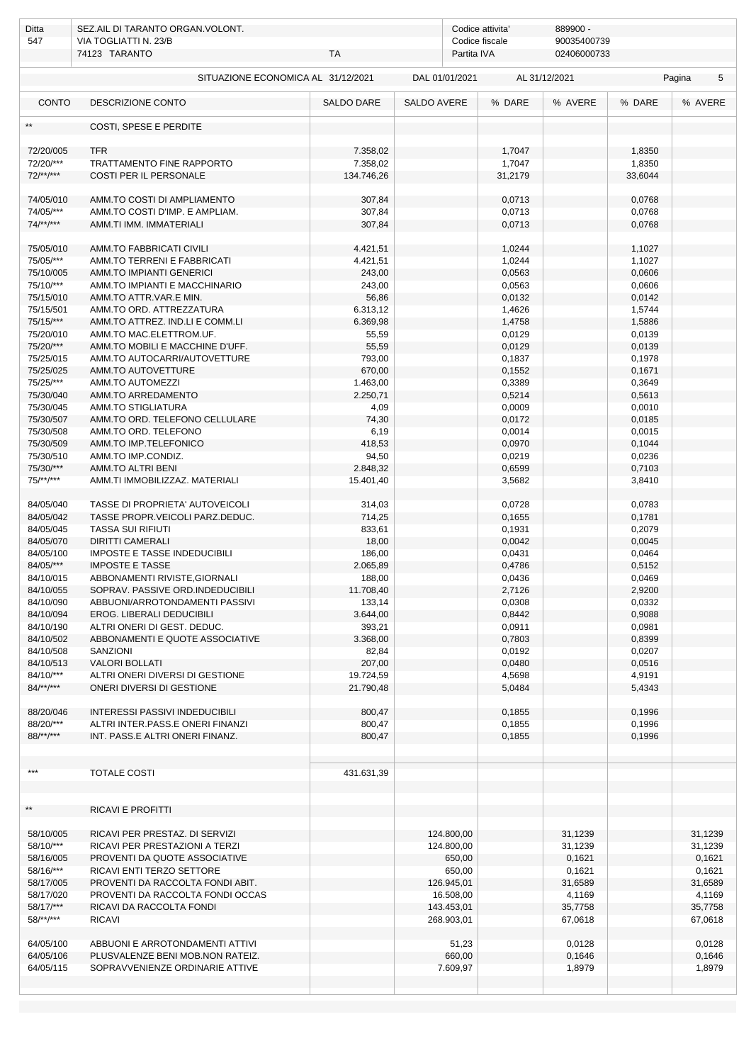| Ditta | SEZ.AIL DI TARANTO ORGAN.VOLONT. | | Codice attivita' | 889900 - |
|---|---|---|---|---|
| 547 | VIA TOGLIATTI N. 23/B | | Codice fiscale | 90035400739 |
| | 74123 TARANTO | TA | Partita IVA | 02406000733 |

SITUAZIONE ECONOMICA AL 31/12/2021 — DAL 01/01/2021 AL 31/12/2021

| CONTO | DESCRIZIONE CONTO | SALDO DARE | SALDO AVERE | % DARE | % AVERE | % DARE | % AVERE |
|---|---|---|---|---|---|---|---|
| ** | COSTI, SPESE E PERDITE | | | | | | |
| 72/20/005 | TFR | 7.358,02 | | 1,7047 | | 1,8350 | |
| 72/20/*** | TRATTAMENTO FINE RAPPORTO | 7.358,02 | | 1,7047 | | 1,8350 | |
| 72/**/*** | COSTI PER IL PERSONALE | 134.746,26 | | 31,2179 | | 33,6044 | |
| 74/05/010 | AMM.TO COSTI DI AMPLIAMENTO | 307,84 | | 0,0713 | | 0,0768 | |
| 74/05/*** | AMM.TO COSTI D'IMP. E AMPLIAM. | 307,84 | | 0,0713 | | 0,0768 | |
| 74/**/*** | AMM.TI IMM. IMMATERIALI | 307,84 | | 0,0713 | | 0,0768 | |
| 75/05/010 | AMM.TO FABBRICATI CIVILI | 4.421,51 | | 1,0244 | | 1,1027 | |
| 75/05/*** | AMM.TO TERRENI E FABBRICATI | 4.421,51 | | 1,0244 | | 1,1027 | |
| 75/10/005 | AMM.TO IMPIANTI GENERICI | 243,00 | | 0,0563 | | 0,0606 | |
| 75/10/*** | AMM.TO IMPIANTI E MACCHINARIO | 243,00 | | 0,0563 | | 0,0606 | |
| 75/15/010 | AMM.TO ATTR.VAR.E MIN. | 56,86 | | 0,0132 | | 0,0142 | |
| 75/15/501 | AMM.TO ORD. ATTREZZATURA | 6.313,12 | | 1,4626 | | 1,5744 | |
| 75/15/*** | AMM.TO ATTREZ. IND.LI E COMM.LI | 6.369,98 | | 1,4758 | | 1,5886 | |
| 75/20/010 | AMM.TO MAC.ELETTROM.UF. | 55,59 | | 0,0129 | | 0,0139 | |
| 75/20/*** | AMM.TO MOBILI E MACCHINE D'UFF. | 55,59 | | 0,0129 | | 0,0139 | |
| 75/25/015 | AMM.TO AUTOCARRI/AUTOVETTURE | 793,00 | | 0,1837 | | 0,1978 | |
| 75/25/025 | AMM.TO AUTOVETTURE | 670,00 | | 0,1552 | | 0,1671 | |
| 75/25/*** | AMM.TO AUTOMEZZI | 1.463,00 | | 0,3389 | | 0,3649 | |
| 75/30/040 | AMM.TO ARREDAMENTO | 2.250,71 | | 0,5214 | | 0,5613 | |
| 75/30/045 | AMM.TO STIGLIATURA | 4,09 | | 0,0009 | | 0,0010 | |
| 75/30/507 | AMM.TO ORD. TELEFONO CELLULARE | 74,30 | | 0,0172 | | 0,0185 | |
| 75/30/508 | AMM.TO ORD. TELEFONO | 6,19 | | 0,0014 | | 0,0015 | |
| 75/30/509 | AMM.TO IMP.TELEFONICO | 418,53 | | 0,0970 | | 0,1044 | |
| 75/30/510 | AMM.TO IMP.CONDIZ. | 94,50 | | 0,0219 | | 0,0236 | |
| 75/30/*** | AMM.TO ALTRI BENI | 2.848,32 | | 0,6599 | | 0,7103 | |
| 75/**/*** | AMM.TI IMMOBILIZZAZ. MATERIALI | 15.401,40 | | 3,5682 | | 3,8410 | |
| 84/05/040 | TASSE DI PROPRIETA' AUTOVEICOLI | 314,03 | | 0,0728 | | 0,0783 | |
| 84/05/042 | TASSE PROPR.VEICOLI PARZ.DEDUC. | 714,25 | | 0,1655 | | 0,1781 | |
| 84/05/045 | TASSA SUI RIFIUTI | 833,61 | | 0,1931 | | 0,2079 | |
| 84/05/070 | DIRITTI CAMERALI | 18,00 | | 0,0042 | | 0,0045 | |
| 84/05/100 | IMPOSTE E TASSE INDEDUCIBILI | 186,00 | | 0,0431 | | 0,0464 | |
| 84/05/*** | IMPOSTE E TASSE | 2.065,89 | | 0,4786 | | 0,5152 | |
| 84/10/015 | ABBONAMENTI RIVISTE,GIORNALI | 188,00 | | 0,0436 | | 0,0469 | |
| 84/10/055 | SOPRAV. PASSIVE ORD.INDEDUCIBILI | 11.708,40 | | 2,7126 | | 2,9200 | |
| 84/10/090 | ABBUONI/ARROTONDAMENTI PASSIVI | 133,14 | | 0,0308 | | 0,0332 | |
| 84/10/094 | EROG. LIBERALI DEDUCIBILI | 3.644,00 | | 0,8442 | | 0,9088 | |
| 84/10/190 | ALTRI ONERI DI GEST. DEDUC. | 393,21 | | 0,0911 | | 0,0981 | |
| 84/10/502 | ABBONAMENTI E QUOTE ASSOCIATIVE | 3.368,00 | | 0,7803 | | 0,8399 | |
| 84/10/508 | SANZIONI | 82,84 | | 0,0192 | | 0,0207 | |
| 84/10/513 | VALORI BOLLATI | 207,00 | | 0,0480 | | 0,0516 | |
| 84/10/*** | ALTRI ONERI DIVERSI DI GESTIONE | 19.724,59 | | 4,5698 | | 4,9191 | |
| 84/**/*** | ONERI DIVERSI DI GESTIONE | 21.790,48 | | 5,0484 | | 5,4343 | |
| 88/20/046 | INTERESSI PASSIVI INDEDUCIBILI | 800,47 | | 0,1855 | | 0,1996 | |
| 88/20/*** | ALTRI INTER.PASS.E ONERI FINANZI | 800,47 | | 0,1855 | | 0,1996 | |
| 88/**/*** | INT. PASS.E ALTRI ONERI FINANZ. | 800,47 | | 0,1855 | | 0,1996 | |
| *** | TOTALE COSTI | 431.631,39 | | | | | |
| ** | RICAVI E PROFITTI | | | | | | |
| 58/10/005 | RICAVI PER PRESTAZ. DI SERVIZI | | 124.800,00 | | 31,1239 | | 31,1239 |
| 58/10/*** | RICAVI PER PRESTAZIONI A TERZI | | 124.800,00 | | 31,1239 | | 31,1239 |
| 58/16/005 | PROVENTI DA QUOTE ASSOCIATIVE | | 650,00 | | 0,1621 | | 0,1621 |
| 58/16/*** | RICAVI ENTI TERZO SETTORE | | 650,00 | | 0,1621 | | 0,1621 |
| 58/17/005 | PROVENTI DA RACCOLTA FONDI ABIT. | | 126.945,01 | | 31,6589 | | 31,6589 |
| 58/17/020 | PROVENTI DA RACCOLTA FONDI OCCAS | | 16.508,00 | | 4,1169 | | 4,1169 |
| 58/17/*** | RICAVI DA RACCOLTA FONDI | | 143.453,01 | | 35,7758 | | 35,7758 |
| 58/**/*** | RICAVI | | 268.903,01 | | 67,0618 | | 67,0618 |
| 64/05/100 | ABBUONI E ARROTONDAMENTI ATTIVI | | 51,23 | | 0,0128 | | 0,0128 |
| 64/05/106 | PLUSVALENZE BENI MOB.NON RATEIZ. | | 660,00 | | 0,1646 | | 0,1646 |
| 64/05/115 | SOPRAVVENIENZE ORDINARIE ATTIVE | | 7.609,97 | | 1,8979 | | 1,8979 |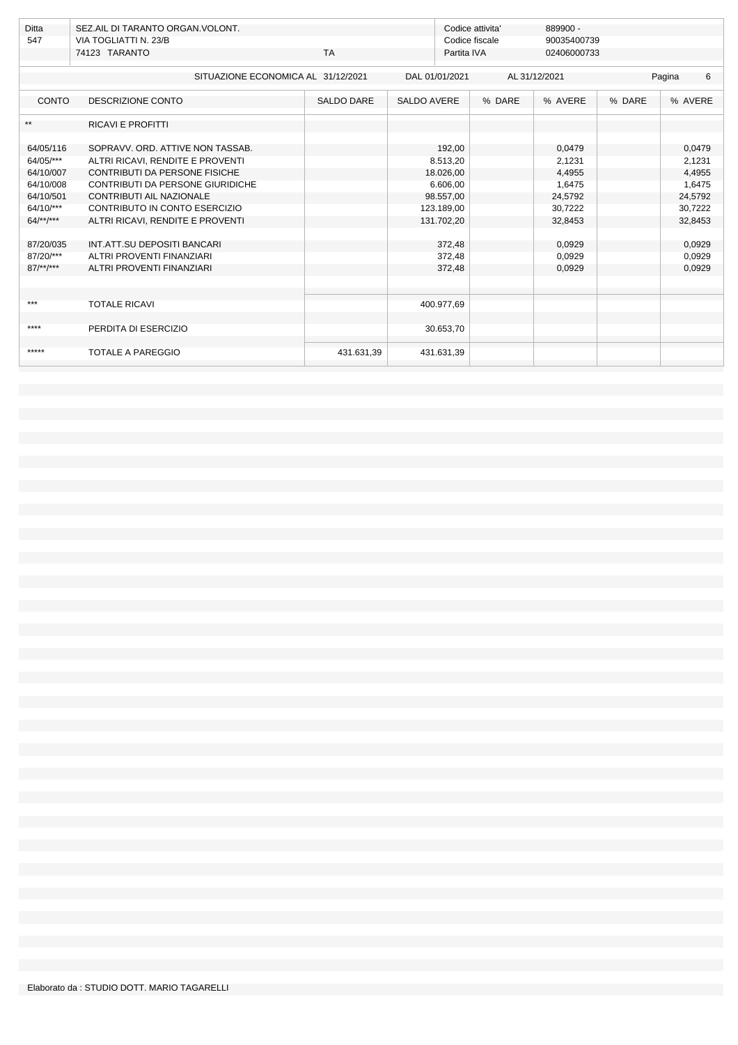| Ditta | SEZ.AIL DI TARANTO ORGAN.VOLONT. | | Codice attivita' | 889900 - |
|---|---|---|---|---|
| 547 | VIA TOGLIATTI N. 23/B | | Codice fiscale | 90035400739 |
| | 74123 TARANTO | TA | Partita IVA | 02406000733 |

SITUAZIONE ECONOMICA AL 31/12/2021 DAL 01/01/2021 AL 31/12/2021

| CONTO | DESCRIZIONE CONTO | SALDO DARE | SALDO AVERE | % DARE | % AVERE | % DARE | % AVERE |
|---|---|---|---|---|---|---|---|
| ** | RICAVI E PROFITTI | | | | | | |
| 64/05/116 | SOPRAVV. ORD. ATTIVE NON TASSAB. | | 192,00 | | 0,0479 | | 0,0479 |
| 64/05/*** | ALTRI RICAVI, RENDITE E PROVENTI | | 8.513,20 | | 2,1231 | | 2,1231 |
| 64/10/007 | CONTRIBUTI DA PERSONE FISICHE | | 18.026,00 | | 4,4955 | | 4,4955 |
| 64/10/008 | CONTRIBUTI DA PERSONE GIURIDICHE | | 6.606,00 | | 1,6475 | | 1,6475 |
| 64/10/501 | CONTRIBUTI AIL NAZIONALE | | 98.557,00 | | 24,5792 | | 24,5792 |
| 64/10/*** | CONTRIBUTO IN CONTO ESERCIZIO | | 123.189,00 | | 30,7222 | | 30,7222 |
| 64/**/*** | ALTRI RICAVI, RENDITE E PROVENTI | | 131.702,20 | | 32,8453 | | 32,8453 |
| 87/20/035 | INT.ATT.SU DEPOSITI BANCARI | | 372,48 | | 0,0929 | | 0,0929 |
| 87/20/*** | ALTRI PROVENTI FINANZIARI | | 372,48 | | 0,0929 | | 0,0929 |
| 87/**/*** | ALTRI PROVENTI FINANZIARI | | 372,48 | | 0,0929 | | 0,0929 |
| *** | TOTALE RICAVI | | 400.977,69 | | | | |
| **** | PERDITA DI ESERCIZIO | | 30.653,70 | | | | |
| ***** | TOTALE A PAREGGIO | 431.631,39 | 431.631,39 | | | | |

Elaborato da : STUDIO DOTT. MARIO TAGARELLI